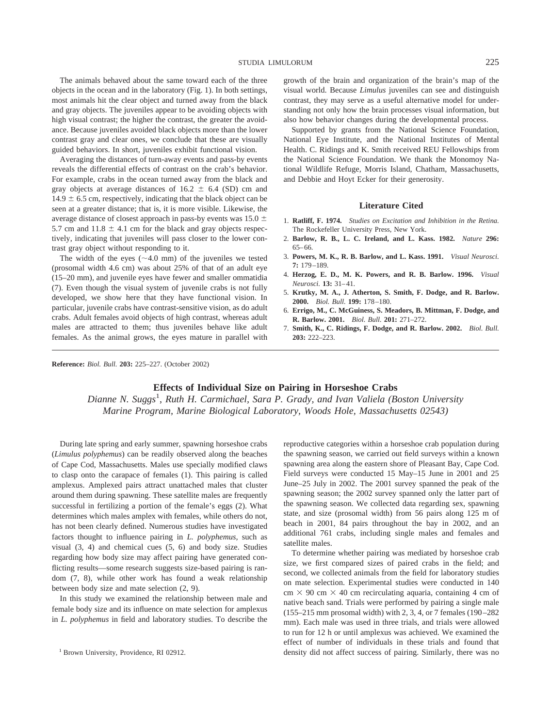The animals behaved about the same toward each of the three objects in the ocean and in the laboratory (Fig. 1). In both settings, most animals hit the clear object and turned away from the black and gray objects. The juveniles appear to be avoiding objects with high visual contrast; the higher the contrast, the greater the avoidance. Because juveniles avoided black objects more than the lower contrast gray and clear ones, we conclude that these are visually guided behaviors. In short, juveniles exhibit functional vision.

Averaging the distances of turn-away events and pass-by events reveals the differential effects of contrast on the crab's behavior. For example, crabs in the ocean turned away from the black and gray objects at average distances of $16.2 \pm 6.4$ (SD) cm and $14.9 \pm 6.5$ cm, respectively, indicating that the black object can be seen at a greater distance; that is, it is more visible. Likewise, the average distance of closest approach in pass-by events was $15.0 \pm 5.7$ cm and $11.8 \pm 4.1$ cm for the black and gray objects respectively, indicating that juveniles will pass closer to the lower contrast gray object without responding to it.

The width of the eyes (~4.0 mm) of the juveniles we tested (prosomal width 4.6 cm) was about 25% of that of an adult eye (15–20 mm), and juvenile eyes have fewer and smaller ommatidia (7). Even though the visual system of juvenile crabs is not fully developed, we show here that they have functional vision. In particular, juvenile crabs have contrast-sensitive vision, as do adult crabs. Adult females avoid objects of high contrast, whereas adult males are attracted to them; thus juveniles behave like adult females. As the animal grows, the eyes mature in parallel with growth of the brain and organization of the brain's map of the visual world. Because *Limulus* juveniles can see and distinguish contrast, they may serve as a useful alternative model for understanding not only how the brain processes visual information, but also how behavior changes during the developmental process.

Supported by grants from the National Science Foundation, National Eye Institute, and the National Institutes of Mental Health. C. Ridings and K. Smith received REU Fellowships from the National Science Foundation. We thank the Monomoy National Wildlife Refuge, Morris Island, Chatham, Massachusetts, and Debbie and Hoyt Ecker for their generosity.

### Literature Cited

1. **Ratliff, F. 1974.** *Studies on Excitation and Inhibition in the Retina.* The Rockefeller University Press, New York.
2. **Barlow, R. B., L. C. Ireland, and L. Kass. 1982.** *Nature* **296:** 65–66.
3. **Powers, M. K., R. B. Barlow, and L. Kass. 1991.** *Visual Neurosci.* **7:** 179–189.
4. **Herzog, E. D., M. K. Powers, and R. B. Barlow. 1996.** *Visual Neurosci.* **13:** 31–41.
5. **Krutky, M. A., J. Atherton, S. Smith, F. Dodge, and R. Barlow. 2000.** *Biol. Bull.* **199:** 178–180.
6. **Errigo, M., C. McGuiness, S. Meadors, B. Mittman, F. Dodge, and R. Barlow. 2001.** *Biol. Bull.* **201:** 271–272.
7. **Smith, K., C. Ridings, F. Dodge, and R. Barlow. 2002.** *Biol. Bull.* **203:** 222–223.

---

**Reference:** *Biol. Bull.* **203:** 225–227. (October 2002)

## Effects of Individual Size on Pairing in Horseshoe Crabs

*Dianne N. Suggs*[1], *Ruth H. Carmichael, Sara P. Grady, and Ivan Valiela (Boston University Marine Program, Marine Biological Laboratory, Woods Hole, Massachusetts 02543)*

During late spring and early summer, spawning horseshoe crabs (*Limulus polyphemus*) can be readily observed along the beaches of Cape Cod, Massachusetts. Males use specially modified claws to clasp onto the carapace of females (1). This pairing is called amplexus. Amplexed pairs attract unattached males that cluster around them during spawning. These satellite males are frequently successful in fertilizing a portion of the female's eggs (2). What determines which males amplex with females, while others do not, has not been clearly defined. Numerous studies have investigated factors thought to influence pairing in *L. polyphemus*, such as visual (3, 4) and chemical cues (5, 6) and body size. Studies regarding how body size may affect pairing have generated conflicting results—some research suggests size-based pairing is random (7, 8), while other work has found a weak relationship between body size and mate selection (2, 9).

In this study we examined the relationship between male and female body size and its influence on mate selection for amplexus in *L. polyphemus* in field and laboratory studies. To describe the reproductive categories within a horseshoe crab population during the spawning season, we carried out field surveys within a known spawning area along the eastern shore of Pleasant Bay, Cape Cod. Field surveys were conducted 15 May–15 June in 2001 and 25 June–25 July in 2002. The 2001 survey spanned the peak of the spawning season; the 2002 survey spanned only the latter part of the spawning season. We collected data regarding sex, spawning state, and size (prosomal width) from 56 pairs along 125 m of beach in 2001, 84 pairs throughout the bay in 2002, and an additional 761 crabs, including single males and females and satellite males.

To determine whether pairing was mediated by horseshoe crab size, we first compared sizes of paired crabs in the field; and second, we collected animals from the field for laboratory studies on mate selection. Experimental studies were conducted in 140 cm × 90 cm × 40 cm recirculating aquaria, containing 4 cm of native beach sand. Trials were performed by pairing a single male (155–215 mm prosomal width) with 2, 3, 4, or 7 females (190–282 mm). Each male was used in three trials, and trials were allowed to run for 12 h or until amplexus was achieved. We examined the effect of number of individuals in these trials and found that density did not affect success of pairing. Similarly, there was no

[1] Brown University, Providence, RI 02912.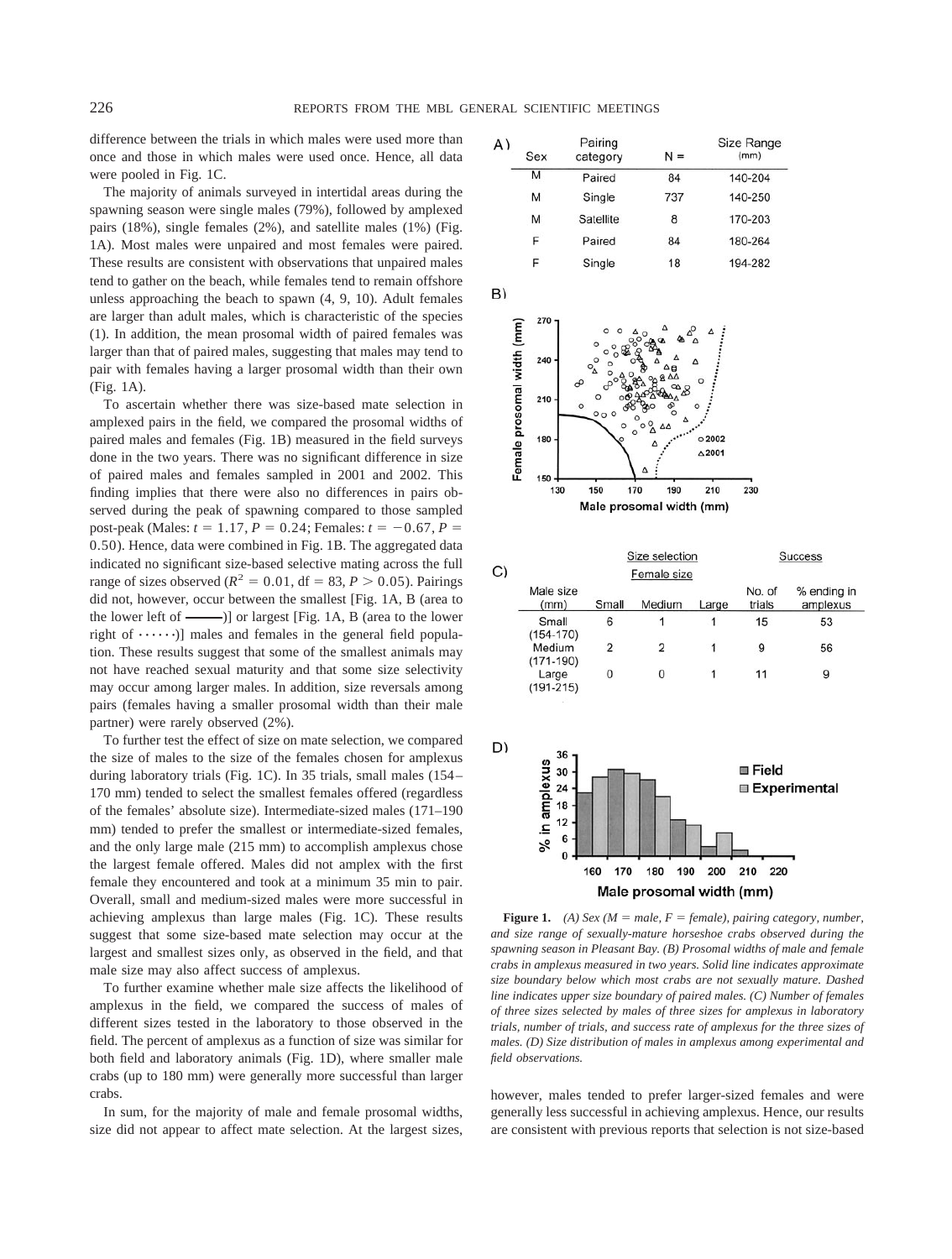difference between the trials in which males were used more than once and those in which males were used once. Hence, all data were pooled in Fig. 1C.

The majority of animals surveyed in intertidal areas during the spawning season were single males (79%), followed by amplexed pairs (18%), single females (2%), and satellite males (1%) (Fig. 1A). Most males were unpaired and most females were paired. These results are consistent with observations that unpaired males tend to gather on the beach, while females tend to remain offshore unless approaching the beach to spawn (4, 9, 10). Adult females are larger than adult males, which is characteristic of the species (1). In addition, the mean prosomal width of paired females was larger than that of paired males, suggesting that males may tend to pair with females having a larger prosomal width than their own (Fig. 1A).

To ascertain whether there was size-based mate selection in amplexed pairs in the field, we compared the prosomal widths of paired males and females (Fig. 1B) measured in the field surveys done in the two years. There was no significant difference in size of paired males and females sampled in 2001 and 2002. This finding implies that there were also no differences in pairs observed during the peak of spawning compared to those sampled post-peak (Males: $t = 1.17$, $P = 0.24$; Females: $t = -0.67$, $P = 0.50$). Hence, data were combined in Fig. 1B. The aggregated data indicated no significant size-based selective mating across the full range of sizes observed ($R^2 = 0.01$, df = 83, $P > 0.05$). Pairings did not, however, occur between the smallest [Fig. 1A, B (area to the lower left of ———)] or largest [Fig. 1A, B (area to the lower right of ······)] males and females in the general field population. These results suggest that some of the smallest animals may not have reached sexual maturity and that some size selectivity may occur among larger males. In addition, size reversals among pairs (females having a smaller prosomal width than their male partner) were rarely observed (2%).

To further test the effect of size on mate selection, we compared the size of males to the size of the females chosen for amplexus during laboratory trials (Fig. 1C). In 35 trials, small males (154–170 mm) tended to select the smallest females offered (regardless of the females' absolute size). Intermediate-sized males (171–190 mm) tended to prefer the smallest or intermediate-sized females, and the only large male (215 mm) to accomplish amplexus chose the largest female offered. Males did not amplex with the first female they encountered and took at a minimum 35 min to pair. Overall, small and medium-sized males were more successful in achieving amplexus than large males (Fig. 1C). These results suggest that some size-based mate selection may occur at the largest and smallest sizes only, as observed in the field, and that male size may also affect success of amplexus.

To further examine whether male size affects the likelihood of amplexus in the field, we compared the success of males of different sizes tested in the laboratory to those observed in the field. The percent of amplexus as a function of size was similar for both field and laboratory animals (Fig. 1D), where smaller male crabs (up to 180 mm) were generally more successful than larger crabs.

In sum, for the majority of male and female prosomal widths, size did not appear to affect mate selection. At the largest sizes, however, males tended to prefer larger-sized females and were generally less successful in achieving amplexus. Hence, our results are consistent with previous reports that selection is not size-based

A)

| Sex | Pairing category | N = | Size Range (mm) |
|---|---|---|---|
| M | Paired | 84 | 140-204 |
| M | Single | 737 | 140-250 |
| M | Satellite | 8 | 170-203 |
| F | Paired | 84 | 180-264 |
| F | Single | 18 | 194-282 |

B)

C)

| Male size (mm) | Size selection: Female size – Small | Medium | Large | Success: No. of trials | % ending in amplexus |
|---|---|---|---|---|---|
| Small (154-170) | 6 | 1 | 1 | 15 | 53 |
| Medium (171-190) | 2 | 2 | 1 | 9 | 56 |
| Large (191-215) | 0 | 0 | 1 | 11 | 9 |

D)

**Figure 1.** *(A) Sex (M = male, F = female), pairing category, number, and size range of sexually-mature horseshoe crabs observed during the spawning season in Pleasant Bay. (B) Prosomal widths of male and female crabs in amplexus measured in two years. Solid line indicates approximate size boundary below which most crabs are not sexually mature. Dashed line indicates upper size boundary of paired males. (C) Number of females of three sizes selected by males of three sizes for amplexus in laboratory trials, number of trials, and success rate of amplexus for the three sizes of males. (D) Size distribution of males in amplexus among experimental and field observations.*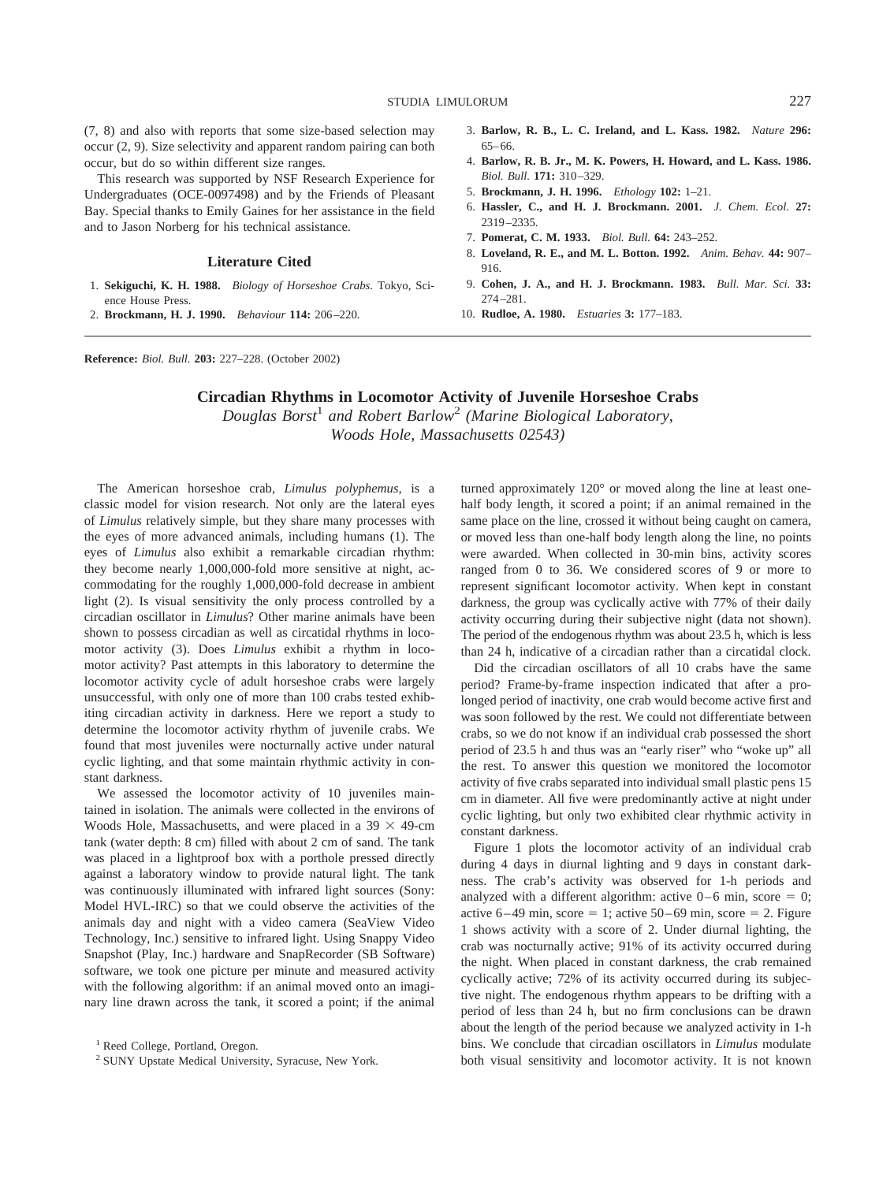(7, 8) and also with reports that some size-based selection may occur (2, 9). Size selectivity and apparent random pairing can both occur, but do so within different size ranges.

This research was supported by NSF Research Experience for Undergraduates (OCE-0097498) and by the Friends of Pleasant Bay. Special thanks to Emily Gaines for her assistance in the field and to Jason Norberg for his technical assistance.

### Literature Cited

1. **Sekiguchi, K. H. 1988.** *Biology of Horseshoe Crabs*. Tokyo, Science House Press.
2. **Brockmann, H. J. 1990.** *Behaviour* **114:** 206–220.
3. **Barlow, R. B., L. C. Ireland, and L. Kass. 1982.** *Nature* **296:** 65–66.
4. **Barlow, R. B. Jr., M. K. Powers, H. Howard, and L. Kass. 1986.** *Biol. Bull.* **171:** 310–329.
5. **Brockmann, J. H. 1996.** *Ethology* **102:** 1–21.
6. **Hassler, C., and H. J. Brockmann. 2001.** *J. Chem. Ecol.* **27:** 2319–2335.
7. **Pomerat, C. M. 1933.** *Biol. Bull.* **64:** 243–252.
8. **Loveland, R. E., and M. L. Botton. 1992.** *Anim. Behav.* **44:** 907–916.
9. **Cohen, J. A., and H. J. Brockmann. 1983.** *Bull. Mar. Sci.* **33:** 274–281.
10. **Rudloe, A. 1980.** *Estuaries* **3:** 177–183.

---

**Reference:** *Biol. Bull.* **203:** 227–228. (October 2002)

## Circadian Rhythms in Locomotor Activity of Juvenile Horseshoe Crabs

*Douglas Borst*[1] *and Robert Barlow*[2] *(Marine Biological Laboratory, Woods Hole, Massachusetts 02543)*

The American horseshoe crab, *Limulus polyphemus,* is a classic model for vision research. Not only are the lateral eyes of *Limulus* relatively simple, but they share many processes with the eyes of more advanced animals, including humans (1). The eyes of *Limulus* also exhibit a remarkable circadian rhythm: they become nearly 1,000,000-fold more sensitive at night, accommodating for the roughly 1,000,000-fold decrease in ambient light (2). Is visual sensitivity the only process controlled by a circadian oscillator in *Limulus*? Other marine animals have been shown to possess circadian as well as circatidal rhythms in locomotor activity (3). Does *Limulus* exhibit a rhythm in locomotor activity? Past attempts in this laboratory to determine the locomotor activity cycle of adult horseshoe crabs were largely unsuccessful, with only one of more than 100 crabs tested exhibiting circadian activity in darkness. Here we report a study to determine the locomotor activity rhythm of juvenile crabs. We found that most juveniles were nocturnally active under natural cyclic lighting, and that some maintain rhythmic activity in constant darkness.

We assessed the locomotor activity of 10 juveniles maintained in isolation. The animals were collected in the environs of Woods Hole, Massachusetts, and were placed in a 39 × 49-cm tank (water depth: 8 cm) filled with about 2 cm of sand. The tank was placed in a lightproof box with a porthole pressed directly against a laboratory window to provide natural light. The tank was continuously illuminated with infrared light sources (Sony: Model HVL-IRC) so that we could observe the activities of the animals day and night with a video camera (SeaView Video Technology, Inc.) sensitive to infrared light. Using Snappy Video Snapshot (Play, Inc.) hardware and SnapRecorder (SB Software) software, we took one picture per minute and measured activity with the following algorithm: if an animal moved onto an imaginary line drawn across the tank, it scored a point; if the animal turned approximately 120° or moved along the line at least one-half body length, it scored a point; if an animal remained in the same place on the line, crossed it without being caught on camera, or moved less than one-half body length along the line, no points were awarded. When collected in 30-min bins, activity scores ranged from 0 to 36. We considered scores of 9 or more to represent significant locomotor activity. When kept in constant darkness, the group was cyclically active with 77% of their daily activity occurring during their subjective night (data not shown). The period of the endogenous rhythm was about 23.5 h, which is less than 24 h, indicative of a circadian rather than a circatidal clock.

Did the circadian oscillators of all 10 crabs have the same period? Frame-by-frame inspection indicated that after a prolonged period of inactivity, one crab would become active first and was soon followed by the rest. We could not differentiate between crabs, so we do not know if an individual crab possessed the short period of 23.5 h and thus was an "early riser" who "woke up" all the rest. To answer this question we monitored the locomotor activity of five crabs separated into individual small plastic pens 15 cm in diameter. All five were predominantly active at night under cyclic lighting, but only two exhibited clear rhythmic activity in constant darkness.

Figure 1 plots the locomotor activity of an individual crab during 4 days in diurnal lighting and 9 days in constant darkness. The crab's activity was observed for 1-h periods and analyzed with a different algorithm: active 0–6 min, score = 0; active 6–49 min, score = 1; active 50–69 min, score = 2. Figure 1 shows activity with a score of 2. Under diurnal lighting, the crab was nocturnally active; 91% of its activity occurred during the night. When placed in constant darkness, the crab remained cyclically active; 72% of its activity occurred during its subjective night. The endogenous rhythm appears to be drifting with a period of less than 24 h, but no firm conclusions can be drawn about the length of the period because we analyzed activity in 1-h bins. We conclude that circadian oscillators in *Limulus* modulate both visual sensitivity and locomotor activity. It is not known

[1] Reed College, Portland, Oregon.

[2] SUNY Upstate Medical University, Syracuse, New York.